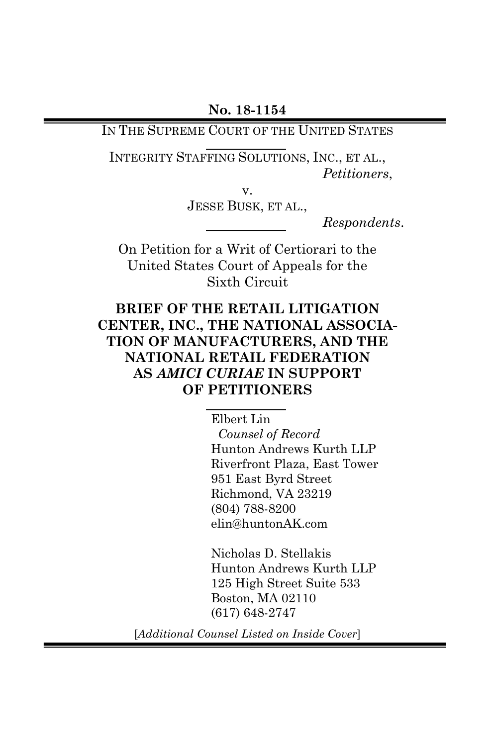**No. 18-1154**

IN THE SUPREME COURT OF THE UNITED STATES

INTEGRITY STAFFING SOLUTIONS, INC., ET AL.,
*Petitioners*,

v.

JESSE BUSK, ET AL.,
*Respondents*.

On Petition for a Writ of Certiorari to the United States Court of Appeals for the Sixth Circuit

**BRIEF OF THE RETAIL LITIGATION CENTER, INC., THE NATIONAL ASSOCIATION OF MANUFACTURERS, AND THE NATIONAL RETAIL FEDERATION AS *AMICI CURIAE* IN SUPPORT OF PETITIONERS**

Elbert Lin
*Counsel of Record*
Hunton Andrews Kurth LLP
Riverfront Plaza, East Tower
951 East Byrd Street
Richmond, VA 23219
(804) 788-8200
elin@huntonAK.com

Nicholas D. Stellakis
Hunton Andrews Kurth LLP
125 High Street Suite 533
Boston, MA 02110
(617) 648-2747

[*Additional Counsel Listed on Inside Cover*]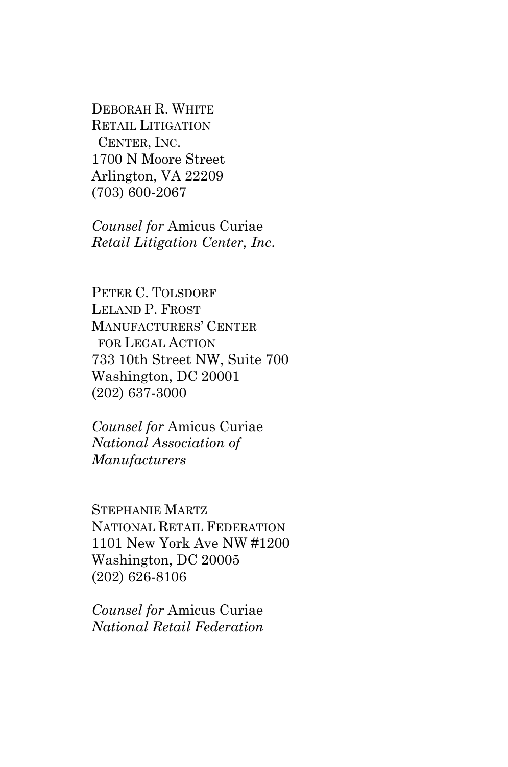DEBORAH R. WHITE
RETAIL LITIGATION
CENTER, INC.
1700 N Moore Street
Arlington, VA 22209
(703) 600-2067

*Counsel for* Amicus Curiae
*Retail Litigation Center, Inc.*

PETER C. TOLSDORF
LELAND P. FROST
MANUFACTURERS' CENTER
FOR LEGAL ACTION
733 10th Street NW, Suite 700
Washington, DC 20001
(202) 637-3000

*Counsel for* Amicus Curiae
*National Association of Manufacturers*

STEPHANIE MARTZ
NATIONAL RETAIL FEDERATION
1101 New York Ave NW #1200
Washington, DC 20005
(202) 626-8106

*Counsel for* Amicus Curiae
*National Retail Federation*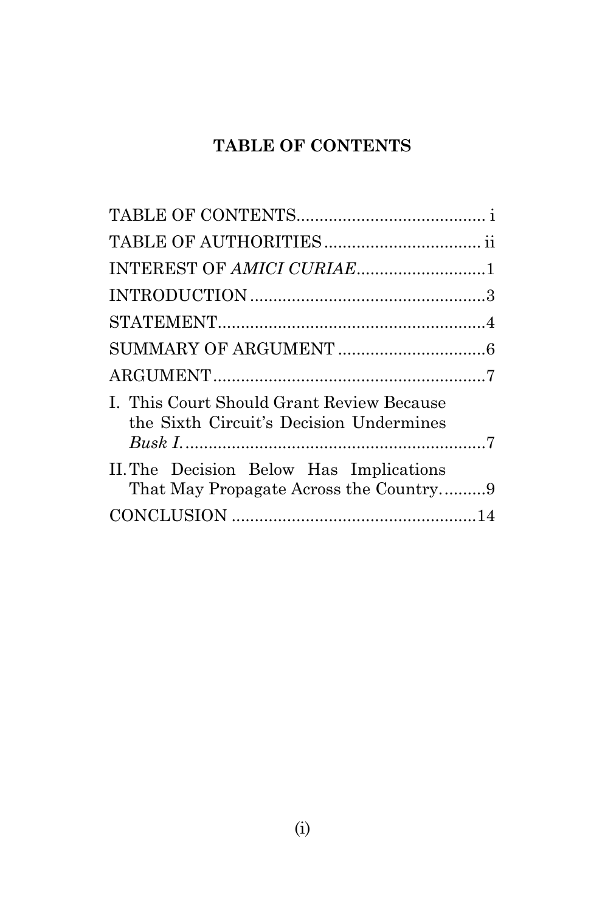## TABLE OF CONTENTS

TABLE OF CONTENTS........................................ i

TABLE OF AUTHORITIES................................. ii

INTEREST OF *AMICI CURIAE*............................1

INTRODUCTION...................................................3

STATEMENT..........................................................4

SUMMARY OF ARGUMENT................................6

ARGUMENT...........................................................7

I. This Court Should Grant Review Because the Sixth Circuit's Decision Undermines *Busk I*.................................................................7

II. The Decision Below Has Implications That May Propagate Across the Country..........9

CONCLUSION .....................................................14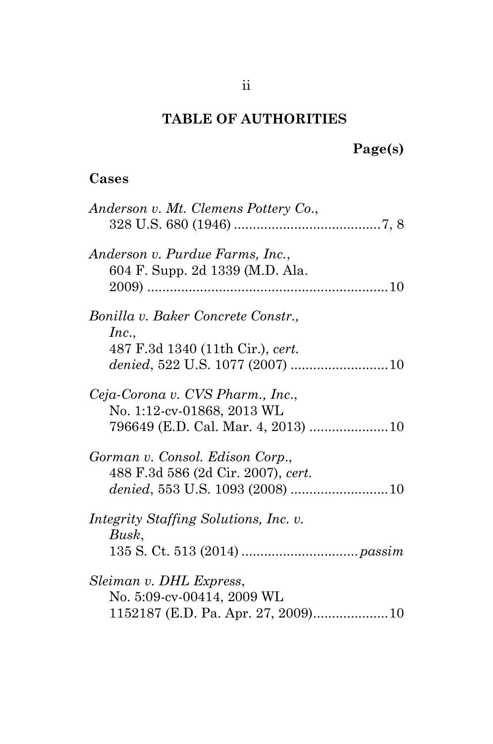# TABLE OF AUTHORITIES

**Page(s)**

## Cases

*Anderson v. Mt. Clemens Pottery Co.*, 328 U.S. 680 (1946) .......................................7, 8

*Anderson v. Purdue Farms, Inc.*, 604 F. Supp. 2d 1339 (M.D. Ala. 2009) ...............................................................10

*Bonilla v. Baker Concrete Constr., Inc.*, 487 F.3d 1340 (11th Cir.), *cert. denied*, 522 U.S. 1077 (2007) ..........................10

*Ceja-Corona v. CVS Pharm., Inc.*, No. 1:12-cv-01868, 2013 WL 796649 (E.D. Cal. Mar. 4, 2013) .....................10

*Gorman v. Consol. Edison Corp.*, 488 F.3d 586 (2d Cir. 2007), *cert. denied*, 553 U.S. 1093 (2008) ..........................10

*Integrity Staffing Solutions, Inc. v. Busk*, 135 S. Ct. 513 (2014) ...............................*passim*

*Sleiman v. DHL Express*, No. 5:09-cv-00414, 2009 WL 1152187 (E.D. Pa. Apr. 27, 2009)....................10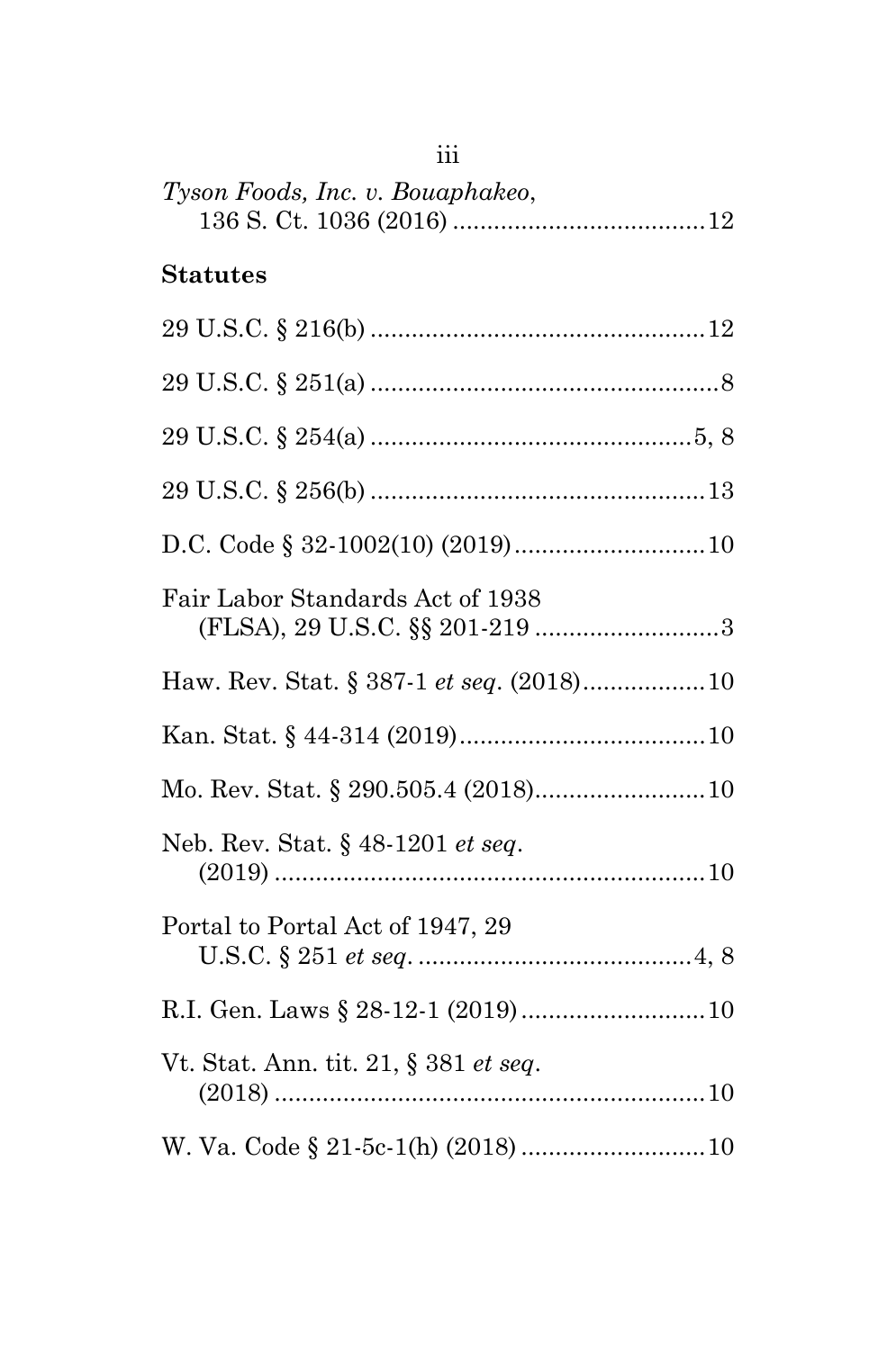*Tyson Foods, Inc. v. Bouaphakeo*, 136 S. Ct. 1036 (2016) .....................................12

**Statutes**

29 U.S.C. § 216(b) .................................................12

29 U.S.C. § 251(a) ...................................................8

29 U.S.C. § 254(a) ...............................................5, 8

29 U.S.C. § 256(b) .................................................13

D.C. Code § 32-1002(10) (2019)............................10

Fair Labor Standards Act of 1938 (FLSA), 29 U.S.C. §§ 201-219 ...........................3

Haw. Rev. Stat. § 387-1 *et seq*. (2018)..................10

Kan. Stat. § 44-314 (2019)....................................10

Mo. Rev. Stat. § 290.505.4 (2018).........................10

Neb. Rev. Stat. § 48-1201 *et seq*. (2019) ...............................................................10

Portal to Portal Act of 1947, 29 U.S.C. § 251 *et seq*. .........................................4, 8

R.I. Gen. Laws § 28-12-1 (2019)...........................10

Vt. Stat. Ann. tit. 21, § 381 *et seq*. (2018) ...............................................................10

W. Va. Code § 21-5c-1(h) (2018) ...........................10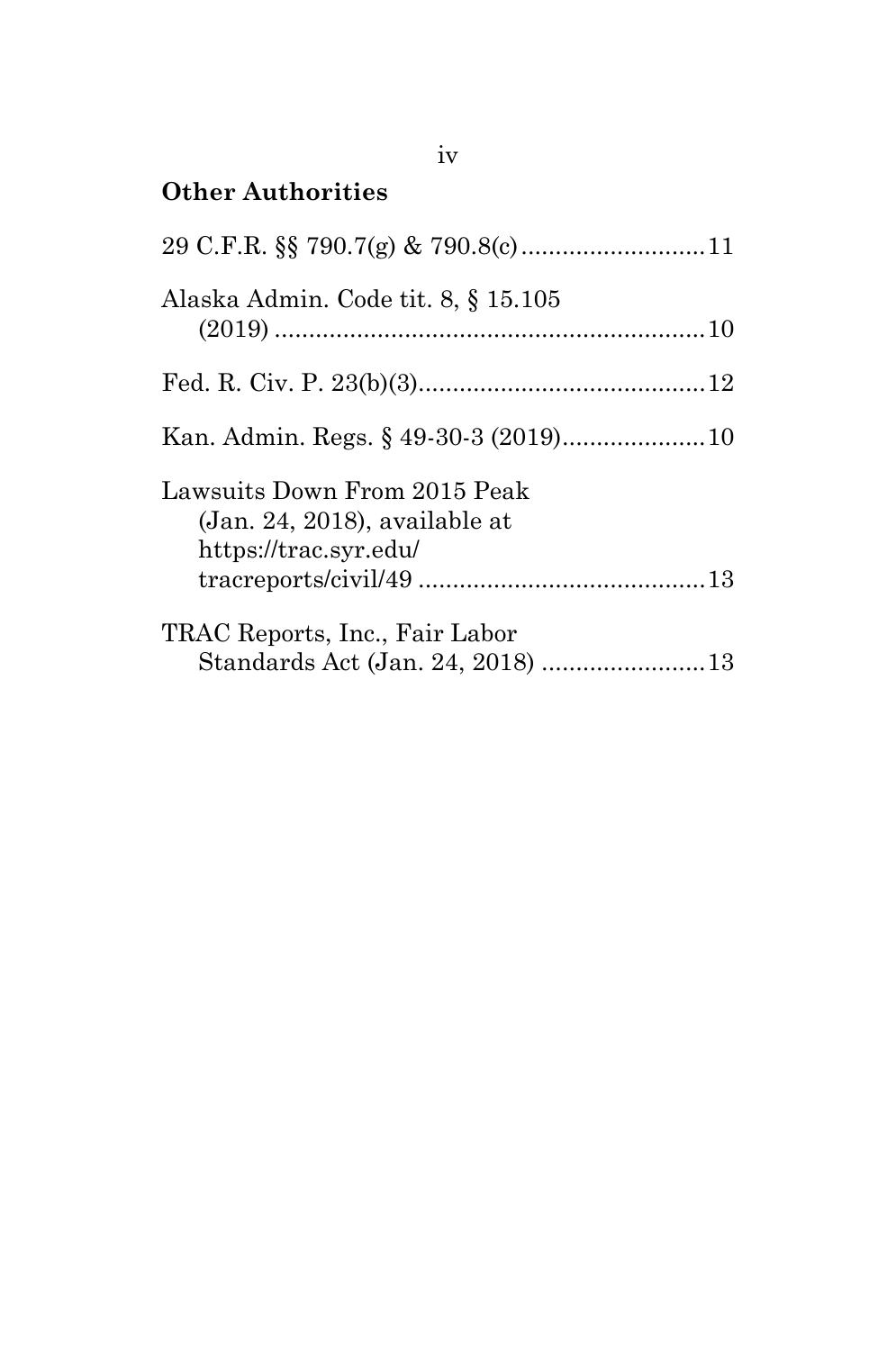## Other Authorities

29 C.F.R. §§ 790.7(g) & 790.8(c) ........................... 11

Alaska Admin. Code tit. 8, § 15.105 (2019) ............................................................... 10

Fed. R. Civ. P. 23(b)(3) .......................................... 12

Kan. Admin. Regs. § 49-30-3 (2019) ..................... 10

Lawsuits Down From 2015 Peak (Jan. 24, 2018), available at https://trac.syr.edu/tracreports/civil/49 .......................................... 13

TRAC Reports, Inc., Fair Labor Standards Act (Jan. 24, 2018) ........................ 13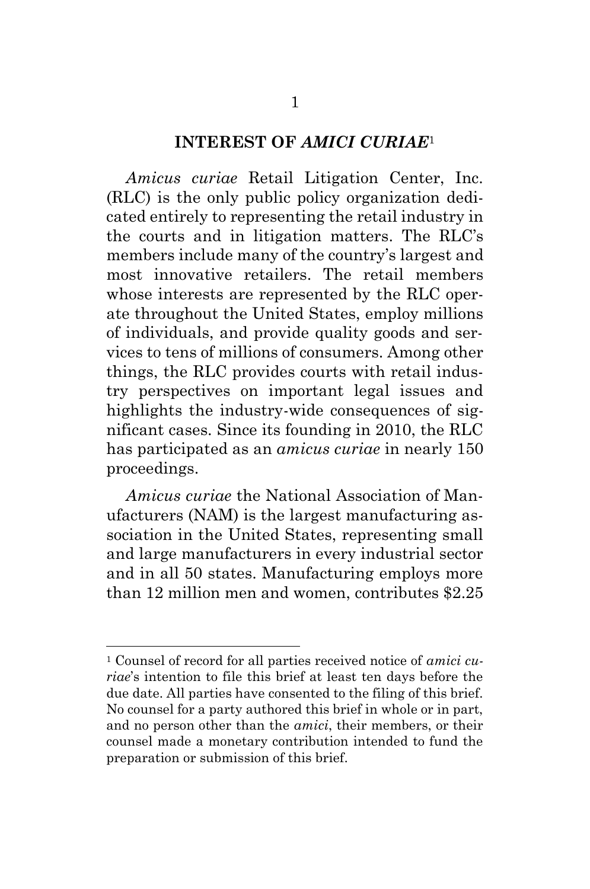## INTEREST OF *AMICI CURIAE*[1]

*Amicus curiae* Retail Litigation Center, Inc. (RLC) is the only public policy organization dedicated entirely to representing the retail industry in the courts and in litigation matters. The RLC's members include many of the country's largest and most innovative retailers. The retail members whose interests are represented by the RLC operate throughout the United States, employ millions of individuals, and provide quality goods and services to tens of millions of consumers. Among other things, the RLC provides courts with retail industry perspectives on important legal issues and highlights the industry-wide consequences of significant cases. Since its founding in 2010, the RLC has participated as an *amicus curiae* in nearly 150 proceedings.

*Amicus curiae* the National Association of Manufacturers (NAM) is the largest manufacturing association in the United States, representing small and large manufacturers in every industrial sector and in all 50 states. Manufacturing employs more than 12 million men and women, contributes $2.25

---

[1] Counsel of record for all parties received notice of *amici curiae*'s intention to file this brief at least ten days before the due date. All parties have consented to the filing of this brief. No counsel for a party authored this brief in whole or in part, and no person other than the *amici*, their members, or their counsel made a monetary contribution intended to fund the preparation or submission of this brief.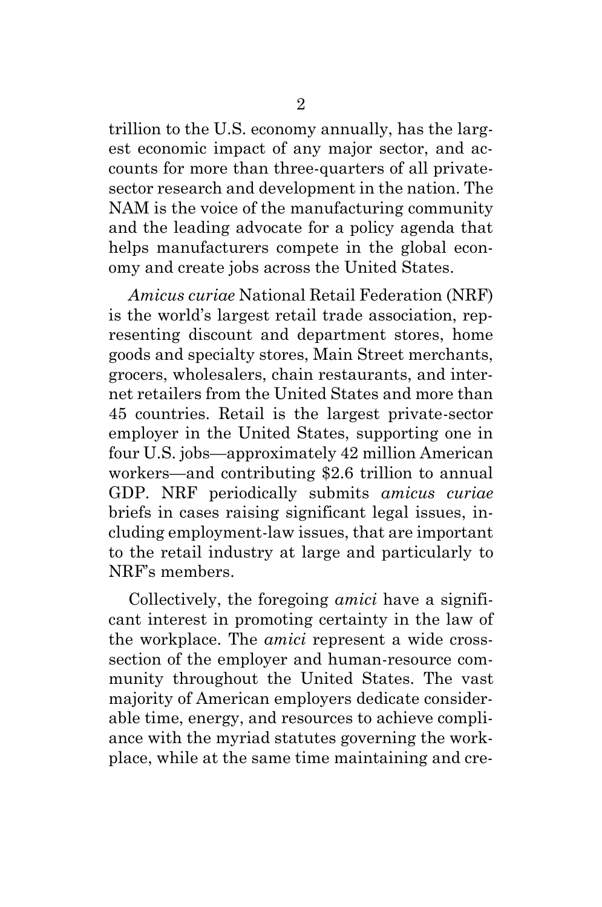trillion to the U.S. economy annually, has the largest economic impact of any major sector, and accounts for more than three-quarters of all private-sector research and development in the nation. The NAM is the voice of the manufacturing community and the leading advocate for a policy agenda that helps manufacturers compete in the global economy and create jobs across the United States.

*Amicus curiae* National Retail Federation (NRF) is the world's largest retail trade association, representing discount and department stores, home goods and specialty stores, Main Street merchants, grocers, wholesalers, chain restaurants, and internet retailers from the United States and more than 45 countries. Retail is the largest private-sector employer in the United States, supporting one in four U.S. jobs—approximately 42 million American workers—and contributing $2.6 trillion to annual GDP. NRF periodically submits *amicus curiae* briefs in cases raising significant legal issues, including employment-law issues, that are important to the retail industry at large and particularly to NRF's members.

Collectively, the foregoing *amici* have a significant interest in promoting certainty in the law of the workplace. The *amici* represent a wide cross-section of the employer and human-resource community throughout the United States. The vast majority of American employers dedicate considerable time, energy, and resources to achieve compliance with the myriad statutes governing the workplace, while at the same time maintaining and cre-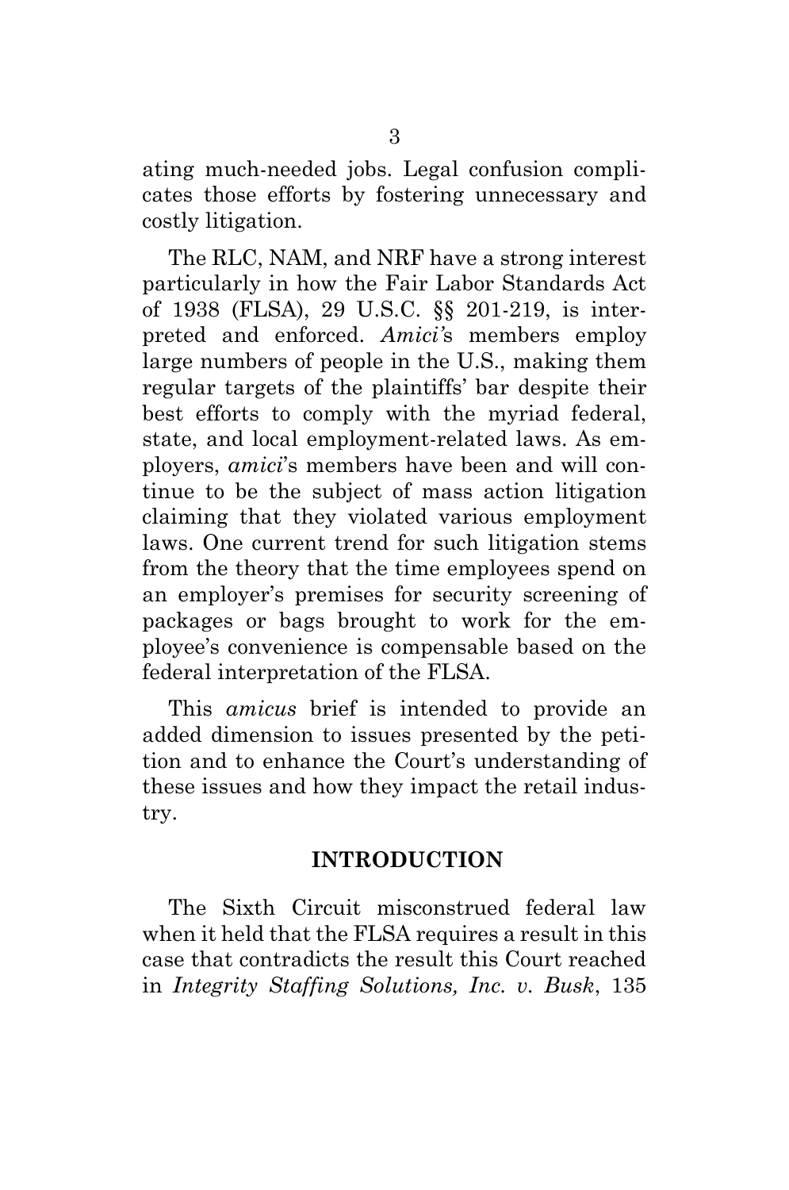ating much-needed jobs. Legal confusion complicates those efforts by fostering unnecessary and costly litigation.

The RLC, NAM, and NRF have a strong interest particularly in how the Fair Labor Standards Act of 1938 (FLSA), 29 U.S.C. §§ 201-219, is interpreted and enforced. *Amici'*s members employ large numbers of people in the U.S., making them regular targets of the plaintiffs' bar despite their best efforts to comply with the myriad federal, state, and local employment-related laws. As employers, *amici*'s members have been and will continue to be the subject of mass action litigation claiming that they violated various employment laws. One current trend for such litigation stems from the theory that the time employees spend on an employer's premises for security screening of packages or bags brought to work for the employee's convenience is compensable based on the federal interpretation of the FLSA.

This *amicus* brief is intended to provide an added dimension to issues presented by the petition and to enhance the Court's understanding of these issues and how they impact the retail industry.

## INTRODUCTION

The Sixth Circuit misconstrued federal law when it held that the FLSA requires a result in this case that contradicts the result this Court reached in *Integrity Staffing Solutions, Inc. v. Busk*, 135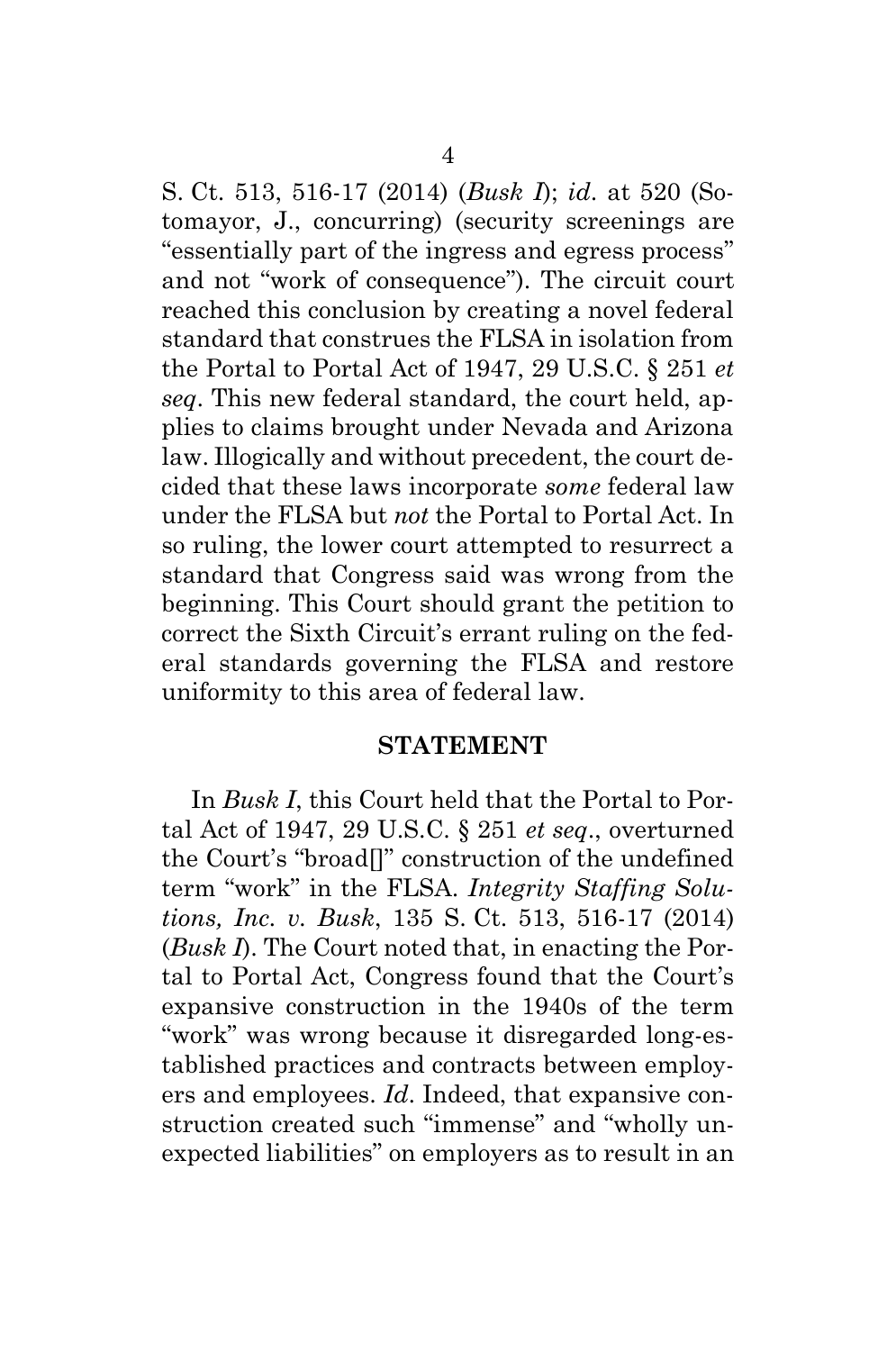S. Ct. 513, 516-17 (2014) (*Busk I*); *id*. at 520 (Sotomayor, J., concurring) (security screenings are "essentially part of the ingress and egress process" and not "work of consequence"). The circuit court reached this conclusion by creating a novel federal standard that construes the FLSA in isolation from the Portal to Portal Act of 1947, 29 U.S.C. § 251 *et seq*. This new federal standard, the court held, applies to claims brought under Nevada and Arizona law. Illogically and without precedent, the court decided that these laws incorporate *some* federal law under the FLSA but *not* the Portal to Portal Act. In so ruling, the lower court attempted to resurrect a standard that Congress said was wrong from the beginning. This Court should grant the petition to correct the Sixth Circuit's errant ruling on the federal standards governing the FLSA and restore uniformity to this area of federal law.

## STATEMENT

In *Busk I*, this Court held that the Portal to Portal Act of 1947, 29 U.S.C. § 251 *et seq*., overturned the Court's "broad[]" construction of the undefined term "work" in the FLSA. *Integrity Staffing Solutions, Inc. v. Busk*, 135 S. Ct. 513, 516-17 (2014) (*Busk I*). The Court noted that, in enacting the Portal to Portal Act, Congress found that the Court's expansive construction in the 1940s of the term "work" was wrong because it disregarded long-established practices and contracts between employers and employees. *Id*. Indeed, that expansive construction created such "immense" and "wholly unexpected liabilities" on employers as to result in an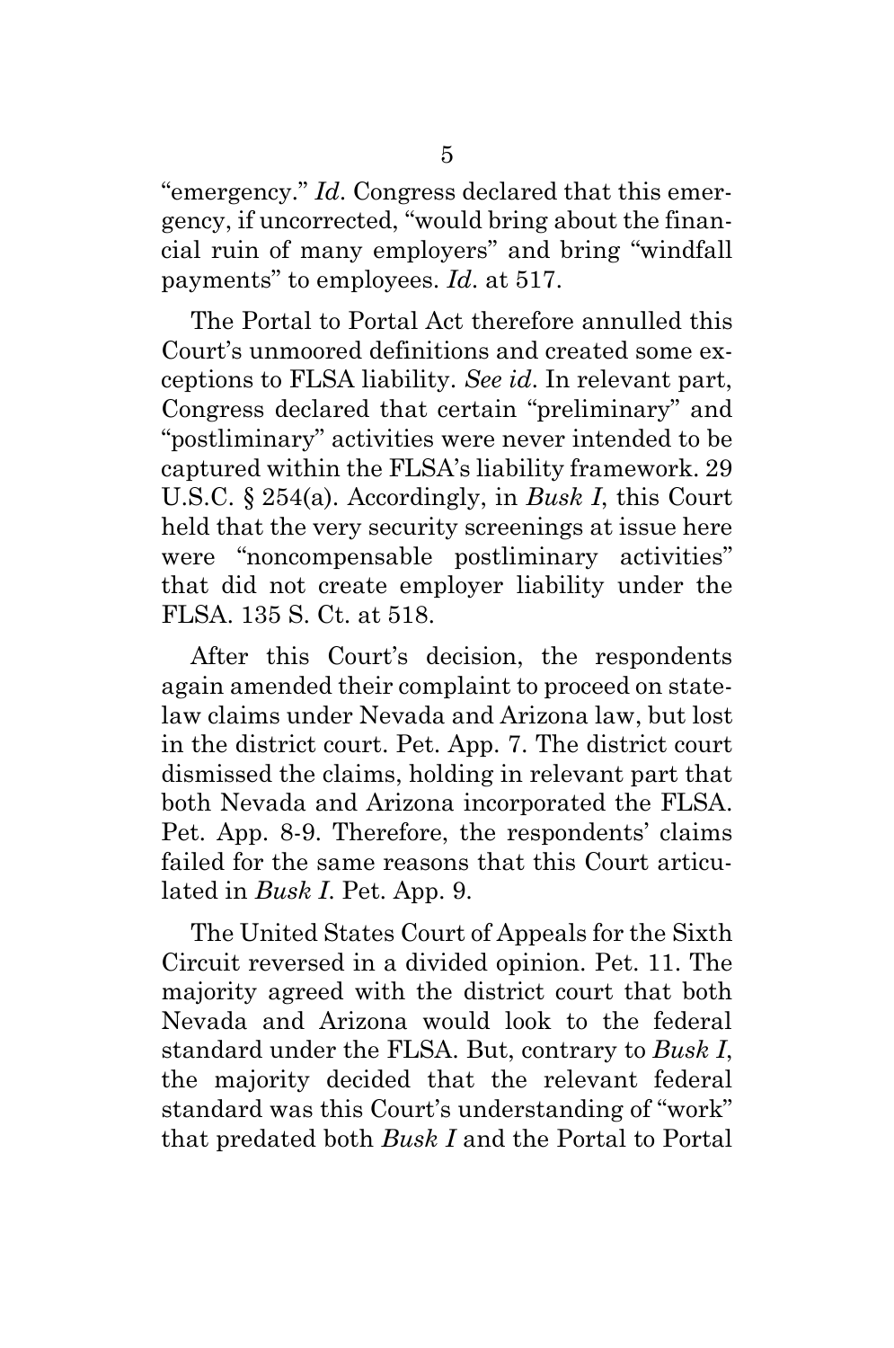"emergency." *Id*. Congress declared that this emergency, if uncorrected, "would bring about the financial ruin of many employers" and bring "windfall payments" to employees. *Id*. at 517.

The Portal to Portal Act therefore annulled this Court's unmoored definitions and created some exceptions to FLSA liability. *See id*. In relevant part, Congress declared that certain "preliminary" and "postliminary" activities were never intended to be captured within the FLSA's liability framework. 29 U.S.C. § 254(a). Accordingly, in *Busk I*, this Court held that the very security screenings at issue here were "noncompensable postliminary activities" that did not create employer liability under the FLSA. 135 S. Ct. at 518.

After this Court's decision, the respondents again amended their complaint to proceed on state-law claims under Nevada and Arizona law, but lost in the district court. Pet. App. 7. The district court dismissed the claims, holding in relevant part that both Nevada and Arizona incorporated the FLSA. Pet. App. 8-9. Therefore, the respondents' claims failed for the same reasons that this Court articulated in *Busk I*. Pet. App. 9.

The United States Court of Appeals for the Sixth Circuit reversed in a divided opinion. Pet. 11. The majority agreed with the district court that both Nevada and Arizona would look to the federal standard under the FLSA. But, contrary to *Busk I*, the majority decided that the relevant federal standard was this Court's understanding of "work" that predated both *Busk I* and the Portal to Portal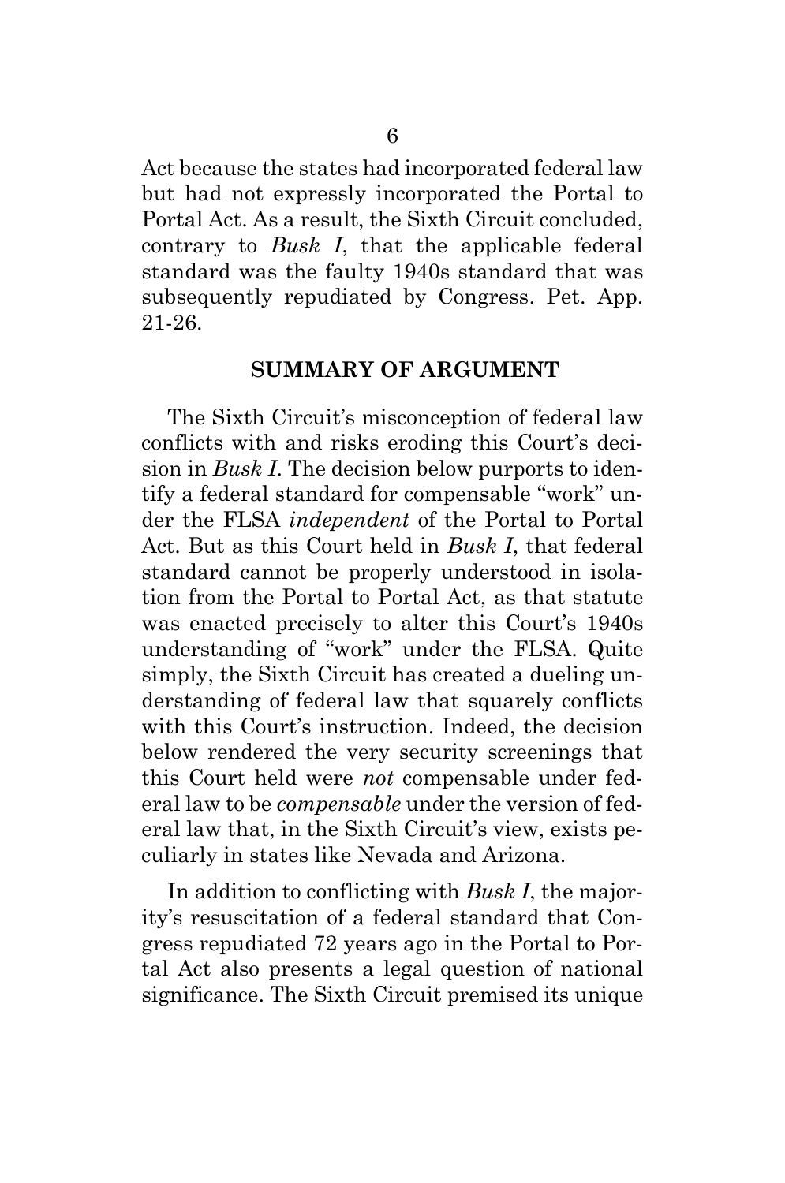Act because the states had incorporated federal law but had not expressly incorporated the Portal to Portal Act. As a result, the Sixth Circuit concluded, contrary to *Busk I*, that the applicable federal standard was the faulty 1940s standard that was subsequently repudiated by Congress. Pet. App. 21-26.

## SUMMARY OF ARGUMENT

The Sixth Circuit's misconception of federal law conflicts with and risks eroding this Court's decision in *Busk I*. The decision below purports to identify a federal standard for compensable "work" under the FLSA *independent* of the Portal to Portal Act. But as this Court held in *Busk I*, that federal standard cannot be properly understood in isolation from the Portal to Portal Act, as that statute was enacted precisely to alter this Court's 1940s understanding of "work" under the FLSA. Quite simply, the Sixth Circuit has created a dueling understanding of federal law that squarely conflicts with this Court's instruction. Indeed, the decision below rendered the very security screenings that this Court held were *not* compensable under federal law to be *compensable* under the version of federal law that, in the Sixth Circuit's view, exists peculiarly in states like Nevada and Arizona.

In addition to conflicting with *Busk I*, the majority's resuscitation of a federal standard that Congress repudiated 72 years ago in the Portal to Portal Act also presents a legal question of national significance. The Sixth Circuit premised its unique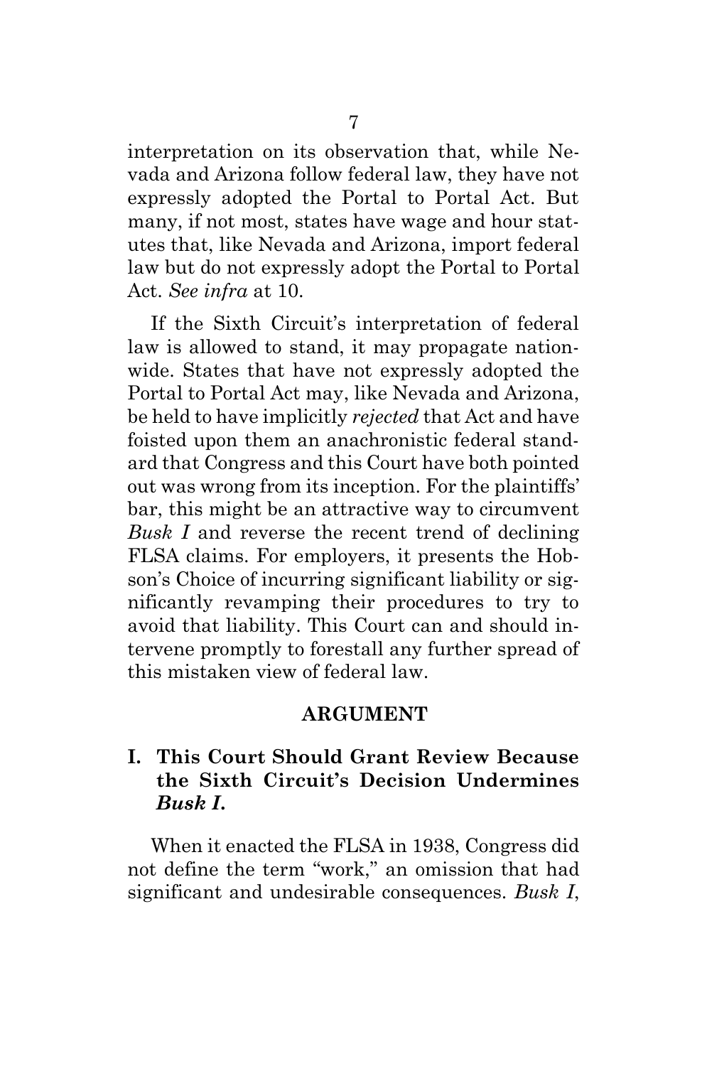interpretation on its observation that, while Nevada and Arizona follow federal law, they have not expressly adopted the Portal to Portal Act. But many, if not most, states have wage and hour statutes that, like Nevada and Arizona, import federal law but do not expressly adopt the Portal to Portal Act. *See infra* at 10.

If the Sixth Circuit's interpretation of federal law is allowed to stand, it may propagate nationwide. States that have not expressly adopted the Portal to Portal Act may, like Nevada and Arizona, be held to have implicitly *rejected* that Act and have foisted upon them an anachronistic federal standard that Congress and this Court have both pointed out was wrong from its inception. For the plaintiffs' bar, this might be an attractive way to circumvent *Busk I* and reverse the recent trend of declining FLSA claims. For employers, it presents the Hobson's Choice of incurring significant liability or significantly revamping their procedures to try to avoid that liability. This Court can and should intervene promptly to forestall any further spread of this mistaken view of federal law.

## ARGUMENT

### I. This Court Should Grant Review Because the Sixth Circuit's Decision Undermines *Busk I*.

When it enacted the FLSA in 1938, Congress did not define the term "work," an omission that had significant and undesirable consequences. *Busk I*,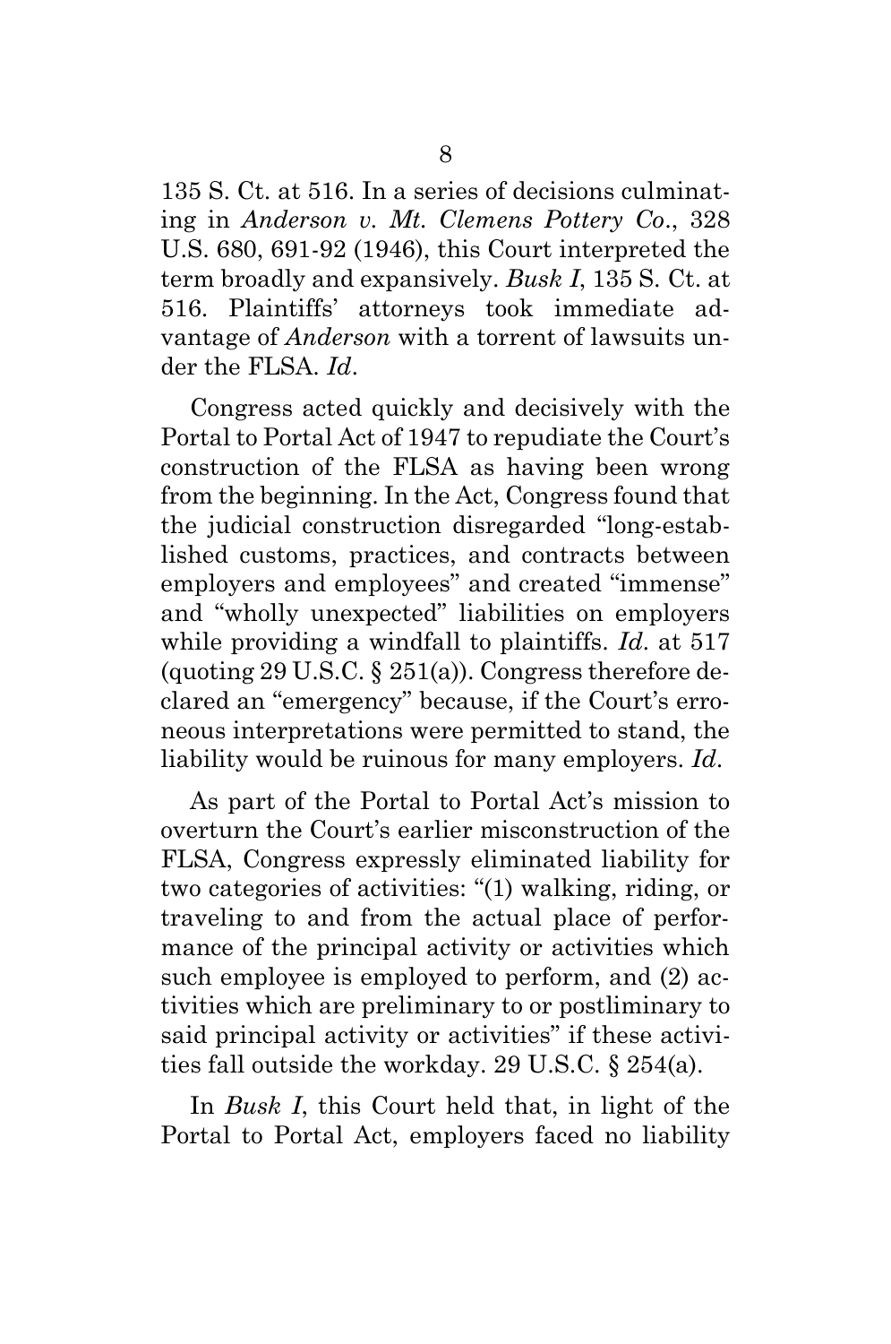135 S. Ct. at 516. In a series of decisions culminating in *Anderson v. Mt. Clemens Pottery Co*., 328 U.S. 680, 691-92 (1946), this Court interpreted the term broadly and expansively. *Busk I*, 135 S. Ct. at 516. Plaintiffs' attorneys took immediate advantage of *Anderson* with a torrent of lawsuits under the FLSA. *Id*.

Congress acted quickly and decisively with the Portal to Portal Act of 1947 to repudiate the Court's construction of the FLSA as having been wrong from the beginning. In the Act, Congress found that the judicial construction disregarded "long-established customs, practices, and contracts between employers and employees" and created "immense" and "wholly unexpected" liabilities on employers while providing a windfall to plaintiffs. *Id*. at 517 (quoting 29 U.S.C. § 251(a)). Congress therefore declared an "emergency" because, if the Court's erroneous interpretations were permitted to stand, the liability would be ruinous for many employers. *Id*.

As part of the Portal to Portal Act's mission to overturn the Court's earlier misconstruction of the FLSA, Congress expressly eliminated liability for two categories of activities: "(1) walking, riding, or traveling to and from the actual place of performance of the principal activity or activities which such employee is employed to perform, and (2) activities which are preliminary to or postliminary to said principal activity or activities" if these activities fall outside the workday. 29 U.S.C. § 254(a).

In *Busk I*, this Court held that, in light of the Portal to Portal Act, employers faced no liability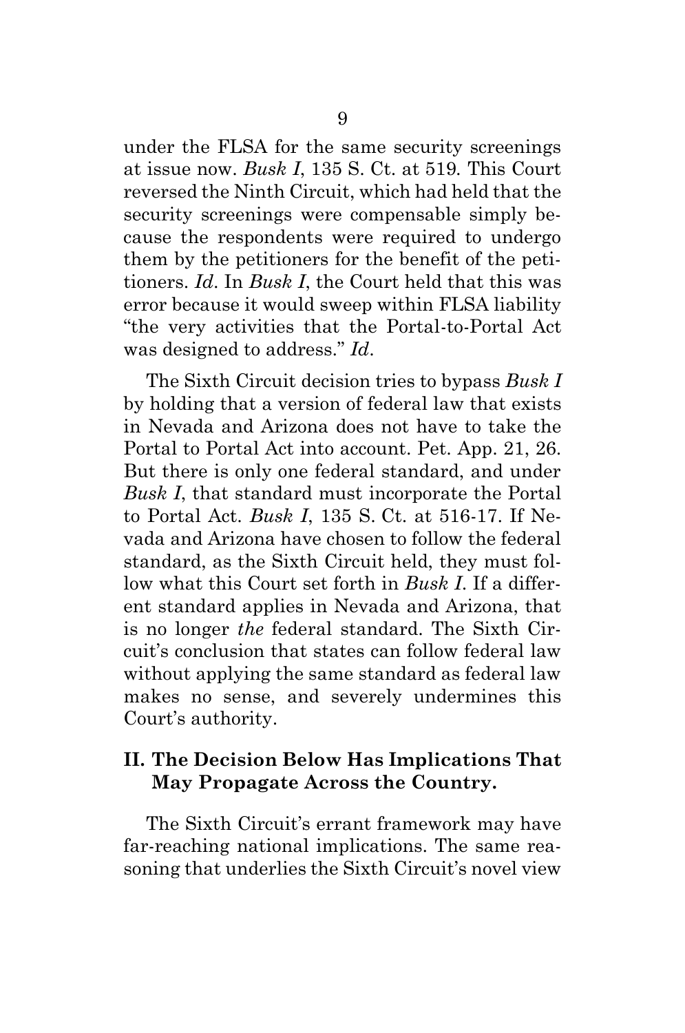under the FLSA for the same security screenings at issue now. *Busk I*, 135 S. Ct. at 519. This Court reversed the Ninth Circuit, which had held that the security screenings were compensable simply because the respondents were required to undergo them by the petitioners for the benefit of the petitioners. *Id*. In *Busk I*, the Court held that this was error because it would sweep within FLSA liability "the very activities that the Portal-to-Portal Act was designed to address." *Id*.

The Sixth Circuit decision tries to bypass *Busk I* by holding that a version of federal law that exists in Nevada and Arizona does not have to take the Portal to Portal Act into account. Pet. App. 21, 26. But there is only one federal standard, and under *Busk I*, that standard must incorporate the Portal to Portal Act. *Busk I*, 135 S. Ct. at 516-17. If Nevada and Arizona have chosen to follow the federal standard, as the Sixth Circuit held, they must follow what this Court set forth in *Busk I*. If a different standard applies in Nevada and Arizona, that is no longer *the* federal standard. The Sixth Circuit's conclusion that states can follow federal law without applying the same standard as federal law makes no sense, and severely undermines this Court's authority.

## II. The Decision Below Has Implications That May Propagate Across the Country.

The Sixth Circuit's errant framework may have far-reaching national implications. The same reasoning that underlies the Sixth Circuit's novel view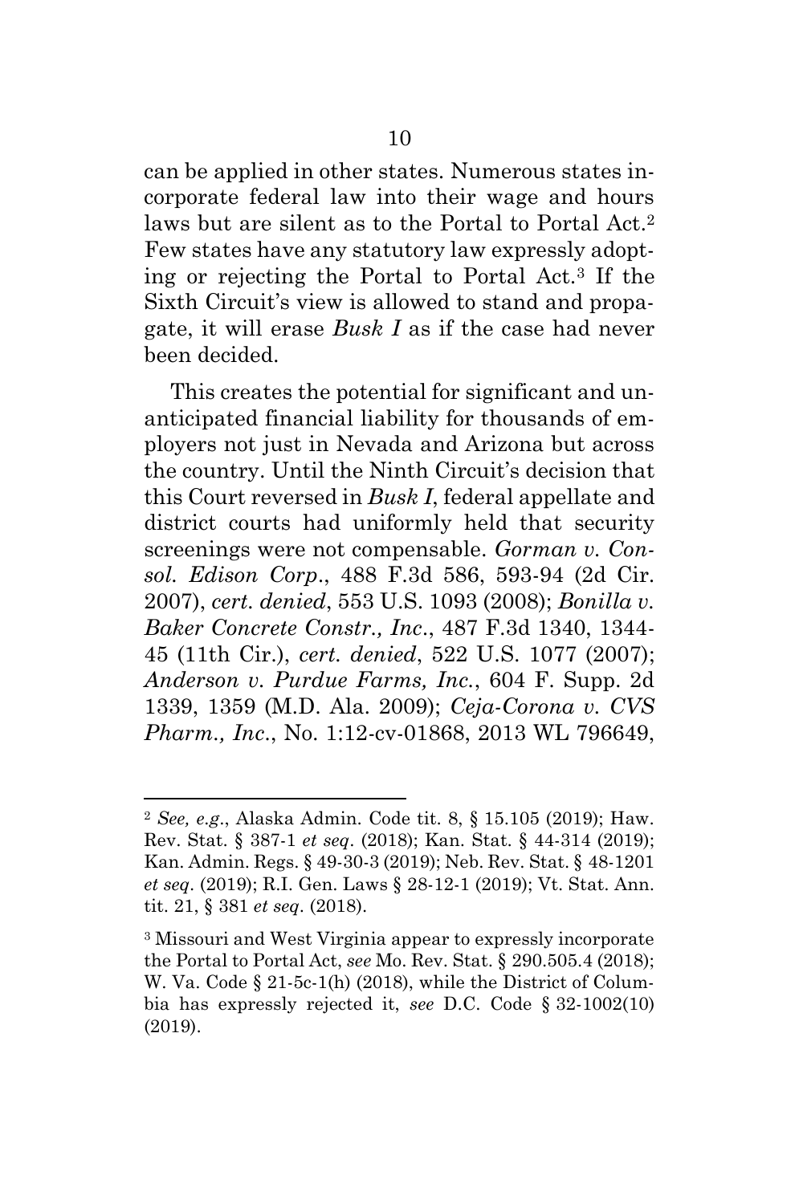can be applied in other states. Numerous states incorporate federal law into their wage and hours laws but are silent as to the Portal to Portal Act.[2] Few states have any statutory law expressly adopting or rejecting the Portal to Portal Act.[3] If the Sixth Circuit's view is allowed to stand and propagate, it will erase *Busk I* as if the case had never been decided.

This creates the potential for significant and unanticipated financial liability for thousands of employers not just in Nevada and Arizona but across the country. Until the Ninth Circuit's decision that this Court reversed in *Busk I*, federal appellate and district courts had uniformly held that security screenings were not compensable. *Gorman v. Consol. Edison Corp.*, 488 F.3d 586, 593-94 (2d Cir. 2007), *cert. denied*, 553 U.S. 1093 (2008); *Bonilla v. Baker Concrete Constr., Inc.*, 487 F.3d 1340, 1344-45 (11th Cir.), *cert. denied*, 522 U.S. 1077 (2007); *Anderson v. Purdue Farms, Inc.*, 604 F. Supp. 2d 1339, 1359 (M.D. Ala. 2009); *Ceja-Corona v. CVS Pharm., Inc.*, No. 1:12-cv-01868, 2013 WL 796649,

---

[2] *See, e.g.*, Alaska Admin. Code tit. 8, § 15.105 (2019); Haw. Rev. Stat. § 387-1 *et seq*. (2018); Kan. Stat. § 44-314 (2019); Kan. Admin. Regs. § 49-30-3 (2019); Neb. Rev. Stat. § 48-1201 *et seq*. (2019); R.I. Gen. Laws § 28-12-1 (2019); Vt. Stat. Ann. tit. 21, § 381 *et seq*. (2018).

[3] Missouri and West Virginia appear to expressly incorporate the Portal to Portal Act, *see* Mo. Rev. Stat. § 290.505.4 (2018); W. Va. Code § 21-5c-1(h) (2018), while the District of Columbia has expressly rejected it, *see* D.C. Code § 32-1002(10) (2019).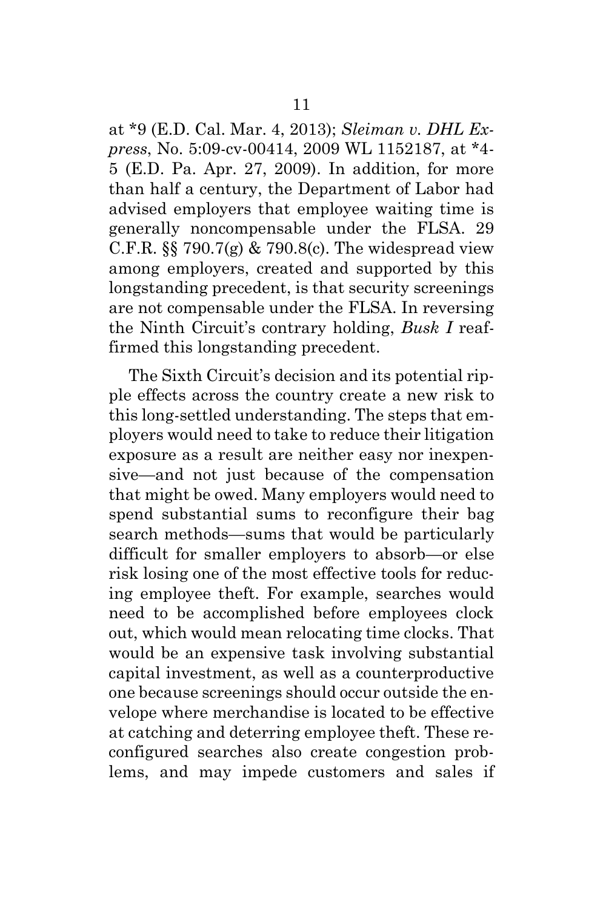at *9 (E.D. Cal. Mar. 4, 2013); *Sleiman v. DHL Express*, No. 5:09-cv-00414, 2009 WL 1152187, at *4-5 (E.D. Pa. Apr. 27, 2009). In addition, for more than half a century, the Department of Labor had advised employers that employee waiting time is generally noncompensable under the FLSA. 29 C.F.R. §§ 790.7(g) & 790.8(c). The widespread view among employers, created and supported by this longstanding precedent, is that security screenings are not compensable under the FLSA. In reversing the Ninth Circuit's contrary holding, *Busk I* reaffirmed this longstanding precedent.

The Sixth Circuit's decision and its potential ripple effects across the country create a new risk to this long-settled understanding. The steps that employers would need to take to reduce their litigation exposure as a result are neither easy nor inexpensive—and not just because of the compensation that might be owed. Many employers would need to spend substantial sums to reconfigure their bag search methods—sums that would be particularly difficult for smaller employers to absorb—or else risk losing one of the most effective tools for reducing employee theft. For example, searches would need to be accomplished before employees clock out, which would mean relocating time clocks. That would be an expensive task involving substantial capital investment, as well as a counterproductive one because screenings should occur outside the envelope where merchandise is located to be effective at catching and deterring employee theft. These reconfigured searches also create congestion problems, and may impede customers and sales if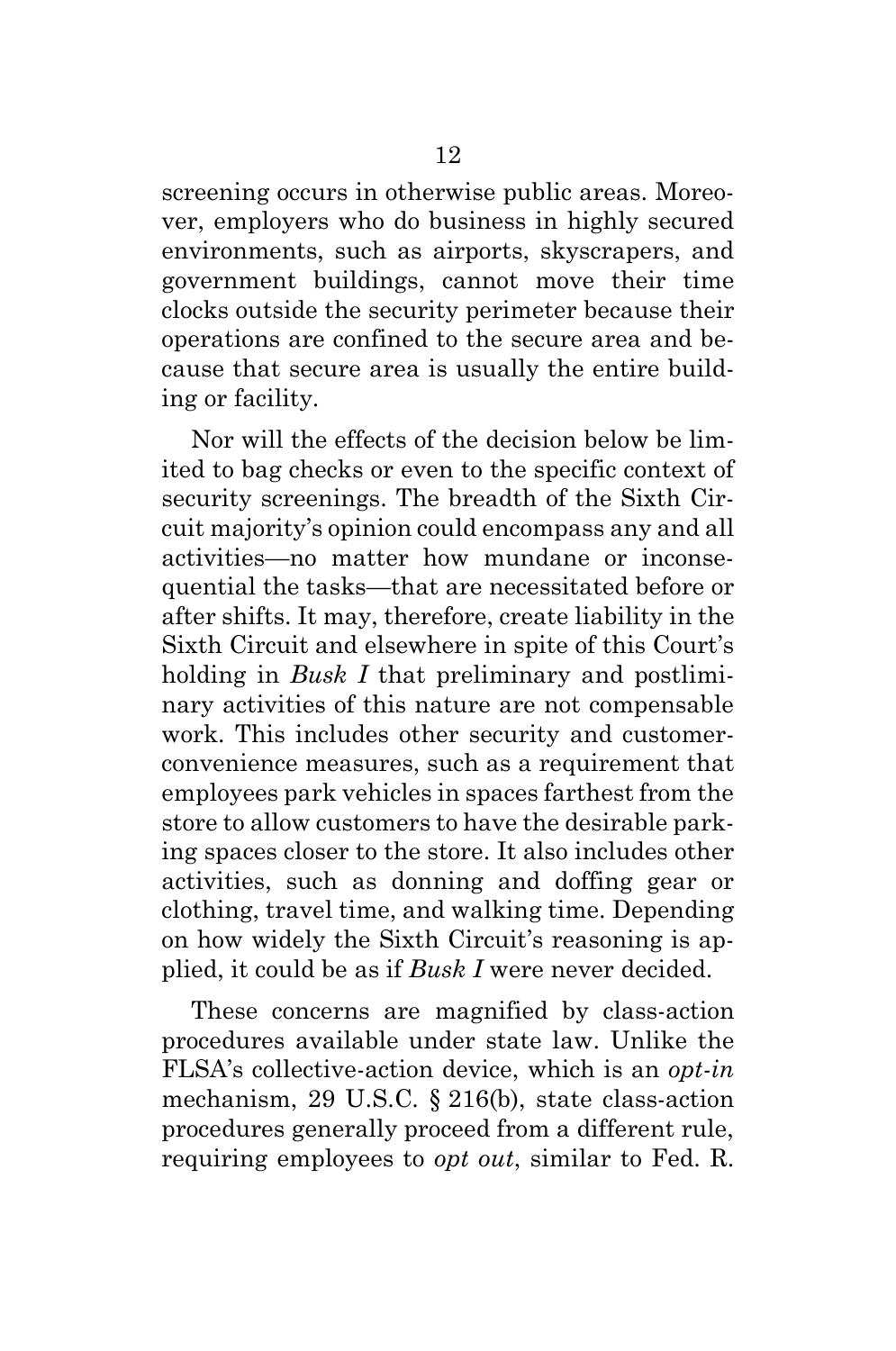screening occurs in otherwise public areas. Moreover, employers who do business in highly secured environments, such as airports, skyscrapers, and government buildings, cannot move their time clocks outside the security perimeter because their operations are confined to the secure area and because that secure area is usually the entire building or facility.

Nor will the effects of the decision below be limited to bag checks or even to the specific context of security screenings. The breadth of the Sixth Circuit majority's opinion could encompass any and all activities—no matter how mundane or inconsequential the tasks—that are necessitated before or after shifts. It may, therefore, create liability in the Sixth Circuit and elsewhere in spite of this Court's holding in *Busk I* that preliminary and postliminary activities of this nature are not compensable work. This includes other security and customer-convenience measures, such as a requirement that employees park vehicles in spaces farthest from the store to allow customers to have the desirable parking spaces closer to the store. It also includes other activities, such as donning and doffing gear or clothing, travel time, and walking time. Depending on how widely the Sixth Circuit's reasoning is applied, it could be as if *Busk I* were never decided.

These concerns are magnified by class-action procedures available under state law. Unlike the FLSA's collective-action device, which is an *opt-in* mechanism, 29 U.S.C. § 216(b), state class-action procedures generally proceed from a different rule, requiring employees to *opt out*, similar to Fed. R.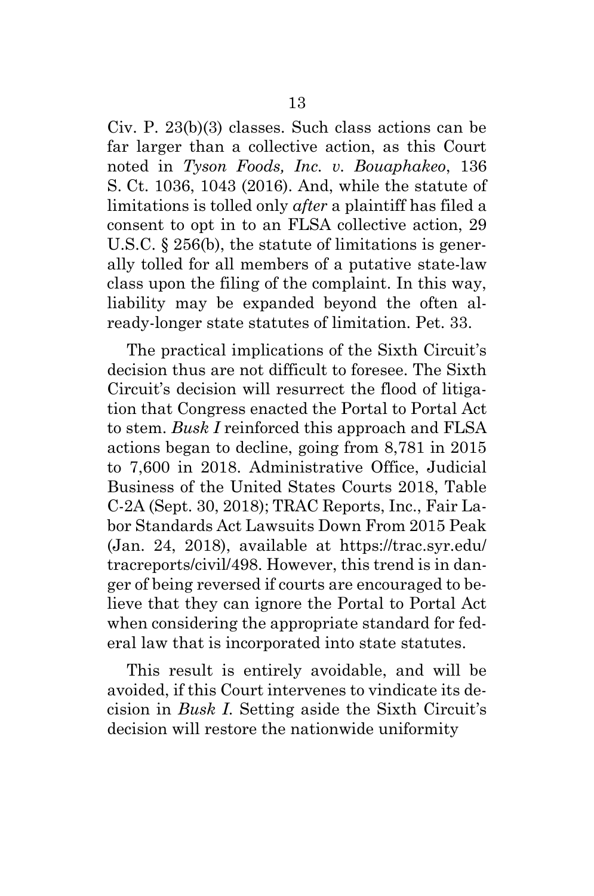Civ. P. 23(b)(3) classes. Such class actions can be far larger than a collective action, as this Court noted in *Tyson Foods, Inc. v. Bouaphakeo*, 136 S. Ct. 1036, 1043 (2016). And, while the statute of limitations is tolled only *after* a plaintiff has filed a consent to opt in to an FLSA collective action, 29 U.S.C. § 256(b), the statute of limitations is generally tolled for all members of a putative state-law class upon the filing of the complaint. In this way, liability may be expanded beyond the often already-longer state statutes of limitation. Pet. 33.

The practical implications of the Sixth Circuit's decision thus are not difficult to foresee. The Sixth Circuit's decision will resurrect the flood of litigation that Congress enacted the Portal to Portal Act to stem. *Busk I* reinforced this approach and FLSA actions began to decline, going from 8,781 in 2015 to 7,600 in 2018. Administrative Office, Judicial Business of the United States Courts 2018, Table C-2A (Sept. 30, 2018); TRAC Reports, Inc., Fair Labor Standards Act Lawsuits Down From 2015 Peak (Jan. 24, 2018), available at https://trac.syr.edu/tracreports/civil/498. However, this trend is in danger of being reversed if courts are encouraged to believe that they can ignore the Portal to Portal Act when considering the appropriate standard for federal law that is incorporated into state statutes.

This result is entirely avoidable, and will be avoided, if this Court intervenes to vindicate its decision in *Busk I*. Setting aside the Sixth Circuit's decision will restore the nationwide uniformity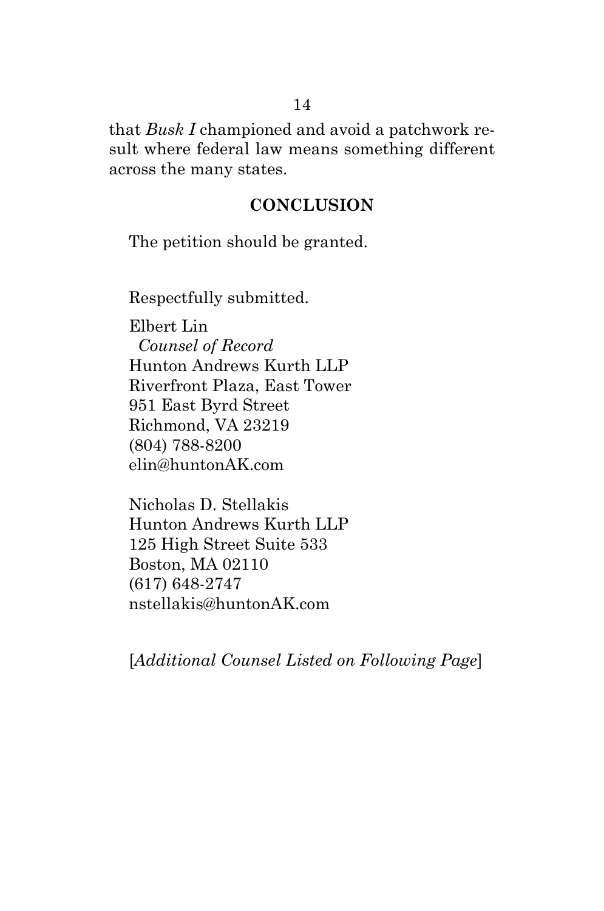that *Busk I* championed and avoid a patchwork result where federal law means something different across the many states.

## CONCLUSION

The petition should be granted.

Respectfully submitted.

Elbert Lin
*Counsel of Record*
Hunton Andrews Kurth LLP
Riverfront Plaza, East Tower
951 East Byrd Street
Richmond, VA 23219
(804) 788-8200
elin@huntonAK.com

Nicholas D. Stellakis
Hunton Andrews Kurth LLP
125 High Street Suite 533
Boston, MA 02110
(617) 648-2747
nstellakis@huntonAK.com

[*Additional Counsel Listed on Following Page*]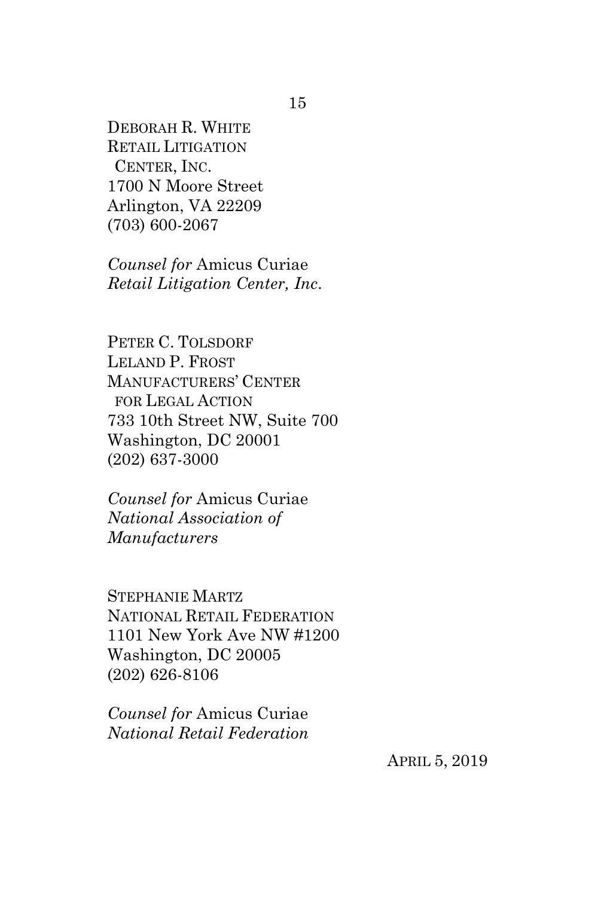DEBORAH R. WHITE
RETAIL LITIGATION
CENTER, INC.
1700 N Moore Street
Arlington, VA 22209
(703) 600-2067

*Counsel for* Amicus Curiae
*Retail Litigation Center, Inc.*

PETER C. TOLSDORF
LELAND P. FROST
MANUFACTURERS' CENTER
FOR LEGAL ACTION
733 10th Street NW, Suite 700
Washington, DC 20001
(202) 637-3000

*Counsel for* Amicus Curiae
*National Association of Manufacturers*

STEPHANIE MARTZ
NATIONAL RETAIL FEDERATION
1101 New York Ave NW #1200
Washington, DC 20005
(202) 626-8106

*Counsel for* Amicus Curiae
*National Retail Federation*

APRIL 5, 2019